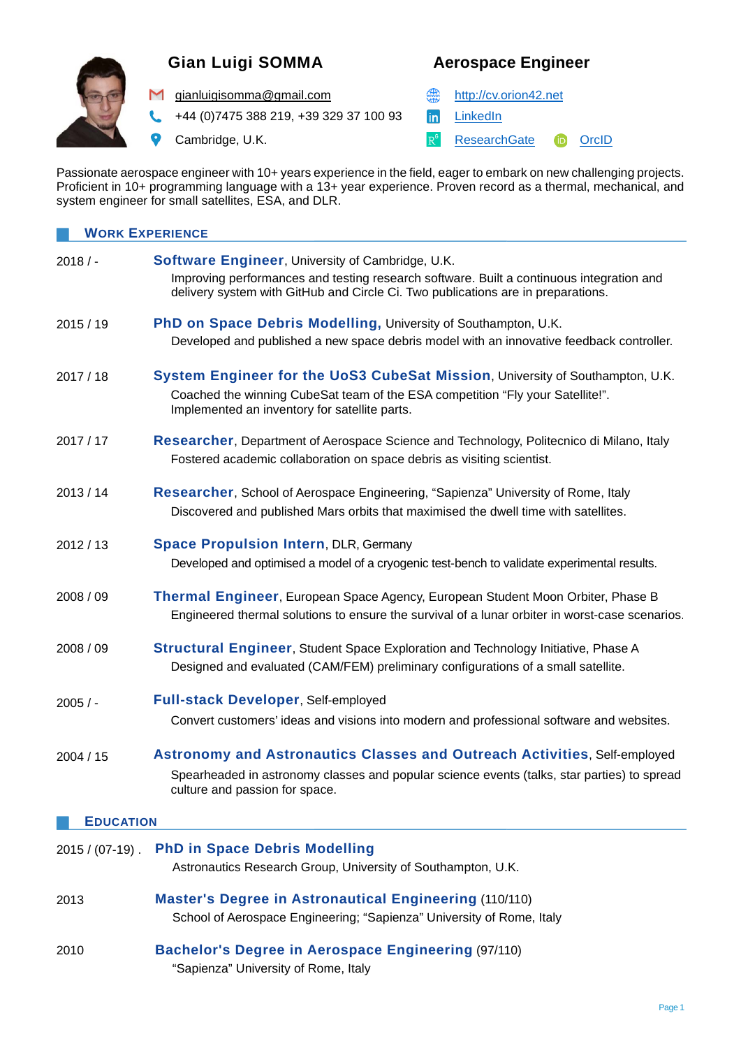# Gian Luigi SOMMA

## Aerospace Engineer

- gianluigisomma@gmail.com
- +44 (0)7475 388 219, +39 329 37 100 93
- Cambridge, U.K.
- http://cv.orion42.net
- LinkedIn
- ResearchGate
- OrcID

Passionate aerospace engineer with 10+ years experience in the field, eager to embark on new challenging projects. Proficient in 10+ programming language with a 13+ year experience. Proven record as a thermal, mechanical, and system engineer for small satellites, ESA, and DLR.

## Work Experience

**2018 / -** — **Software Engineer**, University of Cambridge, U.K.
Improving performances and testing research software. Built a continuous integration and delivery system with GitHub and Circle Ci. Two publications are in preparations.

**2015 / 19** — **PhD on Space Debris Modelling,** University of Southampton, U.K.
Developed and published a new space debris model with an innovative feedback controller.

**2017 / 18** — **System Engineer for the UoS3 CubeSat Mission**, University of Southampton, U.K.
Coached the winning CubeSat team of the ESA competition "Fly your Satellite!". Implemented an inventory for satellite parts.

**2017 / 17** — **Researcher**, Department of Aerospace Science and Technology, Politecnico di Milano, Italy
Fostered academic collaboration on space debris as visiting scientist.

**2013 / 14** — **Researcher**, School of Aerospace Engineering, "Sapienza" University of Rome, Italy
Discovered and published Mars orbits that maximised the dwell time with satellites.

**2012 / 13** — **Space Propulsion Intern**, DLR, Germany
Developed and optimised a model of a cryogenic test-bench to validate experimental results.

**2008 / 09** — **Thermal Engineer**, European Space Agency, European Student Moon Orbiter, Phase B
Engineered thermal solutions to ensure the survival of a lunar orbiter in worst-case scenarios.

**2008 / 09** — **Structural Engineer**, Student Space Exploration and Technology Initiative, Phase A
Designed and evaluated (CAM/FEM) preliminary configurations of a small satellite.

**2005 / -** — **Full-stack Developer**, Self-employed
Convert customers' ideas and visions into modern and professional software and websites.

**2004 / 15** — **Astronomy and Astronautics Classes and Outreach Activities**, Self-employed
Spearheaded in astronomy classes and popular science events (talks, star parties) to spread culture and passion for space.

## Education

**2015 / (07-19) .** — **PhD in Space Debris Modelling**
Astronautics Research Group, University of Southampton, U.K.

**2013** — **Master's Degree in Astronautical Engineering** (110/110)
School of Aerospace Engineering; "Sapienza" University of Rome, Italy

**2010** — **Bachelor's Degree in Aerospace Engineering** (97/110)
"Sapienza" University of Rome, Italy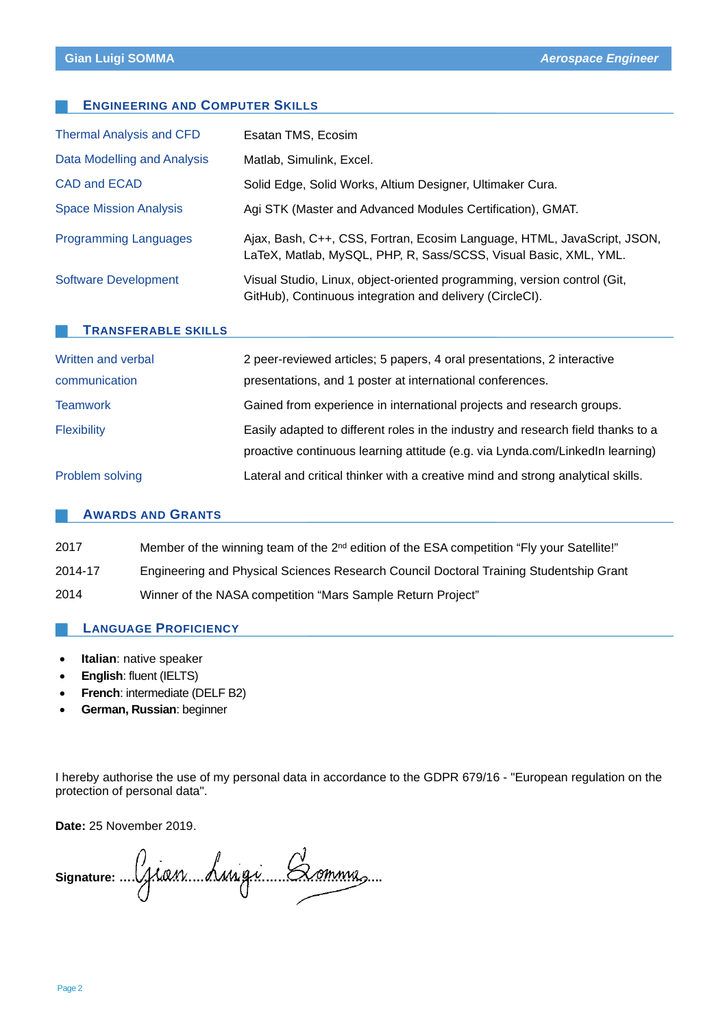## Engineering and Computer Skills

| | |
|---|---|
| Thermal Analysis and CFD | Esatan TMS, Ecosim |
| Data Modelling and Analysis | Matlab, Simulink, Excel. |
| CAD and ECAD | Solid Edge, Solid Works, Altium Designer, Ultimaker Cura. |
| Space Mission Analysis | Agi STK (Master and Advanced Modules Certification), GMAT. |
| Programming Languages | Ajax, Bash, C++, CSS, Fortran, Ecosim Language, HTML, JavaScript, JSON, LaTeX, Matlab, MySQL, PHP, R, Sass/SCSS, Visual Basic, XML, YML. |
| Software Development | Visual Studio, Linux, object-oriented programming, version control (Git, GitHub), Continuous integration and delivery (CircleCI). |

## Transferable Skills

| | |
|---|---|
| Written and verbal communication | 2 peer-reviewed articles; 5 papers, 4 oral presentations, 2 interactive presentations, and 1 poster at international conferences. |
| Teamwork | Gained from experience in international projects and research groups. |
| Flexibility | Easily adapted to different roles in the industry and research field thanks to a proactive continuous learning attitude (e.g. via Lynda.com/LinkedIn learning) |
| Problem solving | Lateral and critical thinker with a creative mind and strong analytical skills. |

## Awards and Grants

| | |
|---|---|
| 2017 | Member of the winning team of the 2nd edition of the ESA competition "Fly your Satellite!" |
| 2014-17 | Engineering and Physical Sciences Research Council Doctoral Training Studentship Grant |
| 2014 | Winner of the NASA competition "Mars Sample Return Project" |

## Language Proficiency

- **Italian**: native speaker
- **English**: fluent (IELTS)
- **French**: intermediate (DELF B2)
- **German, Russian**: beginner

I hereby authorise the use of my personal data in accordance to the GDPR 679/16 - "European regulation on the protection of personal data".

**Date:** 25 November 2019.

**Signature:** ....Gian Luigi Somma....